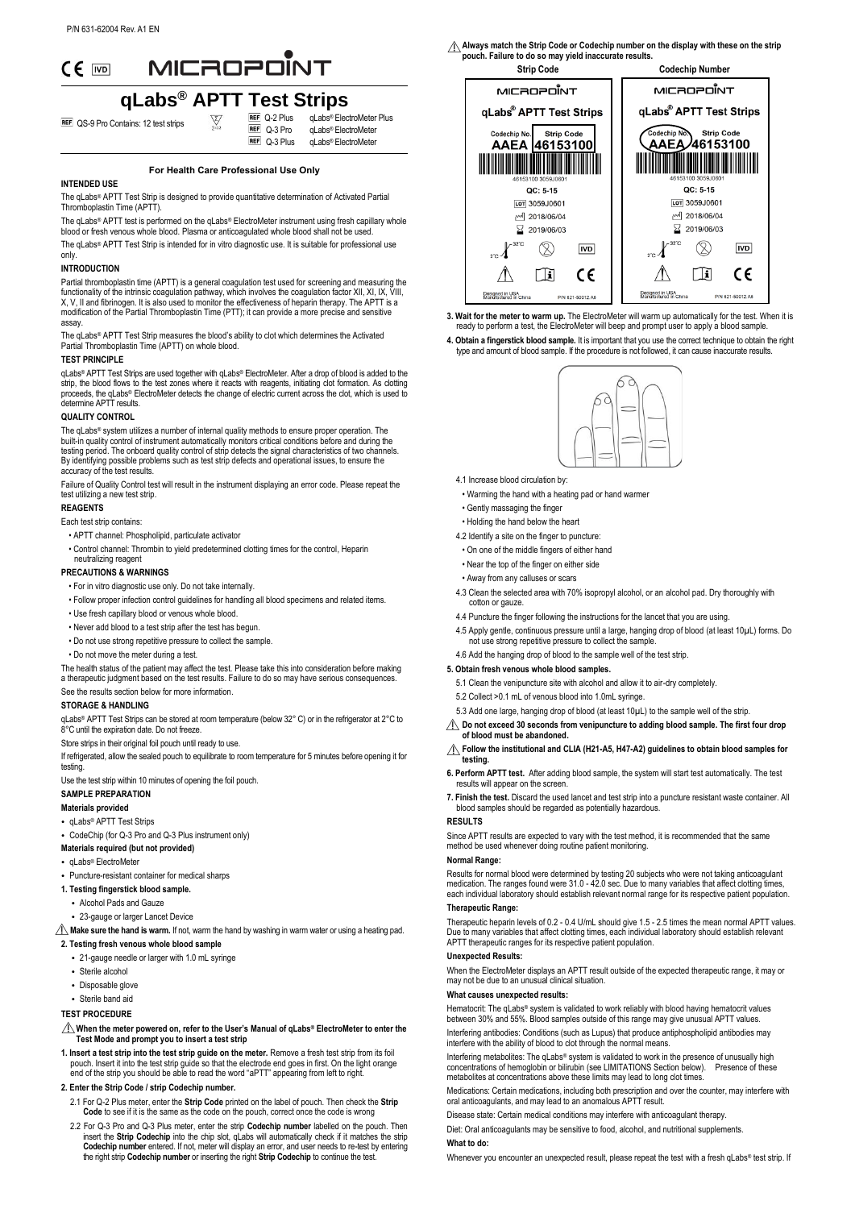P/N 631-62004 Rev. A1 EN

CE IVD MICROPOINT

# qLabs® APTT Test Strips

REF QS-9 Pro Contains: 12 test strips

| | |
|---|---|
| REF Q-2 Plus | qLabs® ElectroMeter Plus |
| REF Q-3 Pro | qLabs® ElectroMeter |
| REF Q-3 Plus | qLabs® ElectroMeter |

**For Health Care Professional Use Only**

## INTENDED USE

The qLabs® APTT Test Strip is designed to provide quantitative determination of Activated Partial Thromboplastin Time (APTT).

The qLabs® APTT test is performed on the qLabs® ElectroMeter instrument using fresh capillary whole blood or fresh venous whole blood. Plasma or anticoagulated whole blood shall not be used.

The qLabs® APTT Test Strip is intended for in vitro diagnostic use. It is suitable for professional use only.

## INTRODUCTION

Partial thromboplastin time (APTT) is a general coagulation test used for screening and measuring the functionality of the intrinsic coagulation pathway, which involves the coagulation factor XII, XI, IX, VIII, X, V, II and fibrinogen. It is also used to monitor the effectiveness of heparin therapy. The APTT is a modification of the Partial Thromboplastin Time (PTT); it can provide a more precise and sensitive assay.

The qLabs® APTT Test Strip measures the blood's ability to clot which determines the Activated Partial Thromboplastin Time (APTT) on whole blood.

## TEST PRINCIPLE

qLabs® APTT Test Strips are used together with qLabs® ElectroMeter. After a drop of blood is added to the strip, the blood flows to the test zones where it reacts with reagents, initiating clot formation. As clotting proceeds, the qLabs® ElectroMeter detects the change of electric current across the clot, which is used to determine APTT results.

## QUALITY CONTROL

The qLabs® system utilizes a number of internal quality methods to ensure proper operation. The built-in quality control of instrument automatically monitors critical conditions before and during the testing period. The onboard quality control of strip detects the signal characteristics of two channels. By identifying possible problems such as test strip defects and operational issues, to ensure the accuracy of the test results.

Failure of Quality Control test will result in the instrument displaying an error code. Please repeat the test utilizing a new test strip.

## REAGENTS

Each test strip contains:

- APTT channel: Phospholipid, particulate activator
- Control channel: Thrombin to yield predetermined clotting times for the control, Heparin neutralizing reagent

## PRECAUTIONS & WARNINGS

- For in vitro diagnostic use only. Do not take internally.
- Follow proper infection control guidelines for handling all blood specimens and related items.
- Use fresh capillary blood or venous whole blood.
- Never add blood to a test strip after the test has begun.
- Do not use strong repetitive pressure to collect the sample.
- Do not move the meter during a test.

The health status of the patient may affect the test. Please take this into consideration before making a therapeutic judgment based on the test results. Failure to do so may have serious consequences.

See the results section below for more information.

## STORAGE & HANDLING

qLabs® APTT Test Strips can be stored at room temperature (below 32° C) or in the refrigerator at 2°C to 8°C until the expiration date. Do not freeze.

Store strips in their original foil pouch until ready to use.

If refrigerated, allow the sealed pouch to equilibrate to room temperature for 5 minutes before opening it for testing.

Use the test strip within 10 minutes of opening the foil pouch.

## SAMPLE PREPARATION

### Materials provided

- qLabs® APTT Test Strips
- CodeChip (for Q-3 Pro and Q-3 Plus instrument only)

### Materials required (but not provided)

- qLabs® ElectroMeter
- Puncture-resistant container for medical sharps

**1. Testing fingerstick blood sample.**

- Alcohol Pads and Gauze
- 23-gauge or larger Lancet Device

⚠ **Make sure the hand is warm.** If not, warm the hand by washing in warm water or using a heating pad.

**2. Testing fresh venous whole blood sample**

- 21-gauge needle or larger with 1.0 mL syringe
- Sterile alcohol
- Disposable glove
- Sterile band aid

## TEST PROCEDURE

⚠ **When the meter powered on, refer to the User's Manual of qLabs® ElectroMeter to enter the Test Mode and prompt you to insert a test strip**

**1. Insert a test strip into the test strip guide on the meter.** Remove a fresh test strip from its foil pouch. Insert it into the test strip guide so that the electrode end goes in first. On the light orange end of the strip you should be able to read the word "aPTT" appearing from left to right.

**2. Enter the Strip Code / strip Codechip number.**

2.1 For Q-2 Plus meter, enter the **Strip Code** printed on the label of pouch. Then check the **Strip Code** to see if it is the same as the code on the pouch, correct once the code is wrong

2.2 For Q-3 Pro and Q-3 Plus meter, enter the strip **Codechip number** labelled on the pouch. Then insert the **Strip Codechip** into the chip slot, qLabs will automatically check if it matches the strip **Codechip number** entered. If not, meter will display an error, and user needs to re-test by entering the right strip **Codechip number** or inserting the right **Strip Codechip** to continue the test.

⚠ **Always match the Strip Code or Codechip number on the display with these on the strip pouch. Failure to do so may yield inaccurate results.**

| Strip Code | Codechip Number |
|---|---|
| MICROPOINT qLabs® APTT Test Strips — Codechip No. AAEA, Strip Code 46153100 (highlighted); 46153100 3059J0601; QC: 5-15; LOT 3059J0601; 2018/06/04; 2019/06/03; 2°C–32°C; IVD; CE; Designed in USA, Manufactured in China; P/N 621-60012 A8 | MICROPOINT qLabs® APTT Test Strips — Codechip No. AAEA (highlighted), Strip Code 46153100; 46153100 3059J0601; QC: 5-15; LOT 3059J0601; 2018/06/04; 2019/06/03; 2°C–32°C; IVD; CE; Designed in USA, Manufactured in China; P/N 621-60012 A8 |

**3. Wait for the meter to warm up.** The ElectroMeter will warm up automatically for the test. When it is ready to perform a test, the ElectroMeter will beep and prompt user to apply a blood sample.

**4. Obtain a fingerstick blood sample.** It is important that you use the correct technique to obtain the right type and amount of blood sample. If the procedure is not followed, it can cause inaccurate results.

4.1 Increase blood circulation by:

- Warming the hand with a heating pad or hand warmer
- Gently massaging the finger
- Holding the hand below the heart

4.2 Identify a site on the finger to puncture:

- On one of the middle fingers of either hand
- Near the top of the finger on either side
- Away from any calluses or scars

4.3 Clean the selected area with 70% isopropyl alcohol, or an alcohol pad. Dry thoroughly with cotton or gauze.

4.4 Puncture the finger following the instructions for the lancet that you are using.

4.5 Apply gentle, continuous pressure until a large, hanging drop of blood (at least 10μL) forms. Do not use strong repetitive pressure to collect the sample.

4.6 Add the hanging drop of blood to the sample well of the test strip.

**5. Obtain fresh venous whole blood samples.**

5.1 Clean the venipuncture site with alcohol and allow it to air-dry completely.

5.2 Collect >0.1 mL of venous blood into 1.0mL syringe.

5.3 Add one large, hanging drop of blood (at least 10μL) to the sample well of the strip.

⚠ **Do not exceed 30 seconds from venipuncture to adding blood sample. The first four drop of blood must be abandoned.**

⚠ **Follow the institutional and CLIA (H21-A5, H47-A2) guidelines to obtain blood samples for testing.**

**6. Perform APTT test.** After adding blood sample, the system will start test automatically. The test results will appear on the screen.

**7. Finish the test.** Discard the used lancet and test strip into a puncture resistant waste container. All blood samples should be regarded as potentially hazardous.

## RESULTS

Since APTT results are expected to vary with the test method, it is recommended that the same method be used whenever doing routine patient monitoring.

### Normal Range:

Results for normal blood were determined by testing 20 subjects who were not taking anticoagulant medication. The ranges found were 31.0 - 42.0 sec. Due to many variables that affect clotting times, each individual laboratory should establish relevant normal range for its respective patient population.

### Therapeutic Range:

Therapeutic heparin levels of 0.2 - 0.4 U/mL should give 1.5 - 2.5 times the mean normal APTT values. Due to many variables that affect clotting times, each individual laboratory should establish relevant APTT therapeutic ranges for its respective patient population.

### Unexpected Results:

When the ElectroMeter displays an APTT result outside of the expected therapeutic range, it may or may not be due to an unusual clinical situation.

### What causes unexpected results:

Hematocrit: The qLabs® system is validated to work reliably with blood having hematocrit values between 30% and 55%. Blood samples outside of this range may give unusual APTT values.

Interfering antibodies: Conditions (such as Lupus) that produce antiphospholipid antibodies may interfere with the ability of blood to clot through the normal means.

Interfering metabolites: The qLabs® system is validated to work in the presence of unusually high concentrations of hemoglobin or bilirubin (see LIMITATIONS Section below). Presence of these metabolites at concentrations above these limits may lead to long clot times.

Medications: Certain medications, including both prescription and over the counter, may interfere with oral anticoagulants, and may lead to an anomalous APTT result.

Disease state: Certain medical conditions may interfere with anticoagulant therapy.

Diet: Oral anticoagulants may be sensitive to food, alcohol, and nutritional supplements.

### What to do:

Whenever you encounter an unexpected result, please repeat the test with a fresh qLabs® test strip. If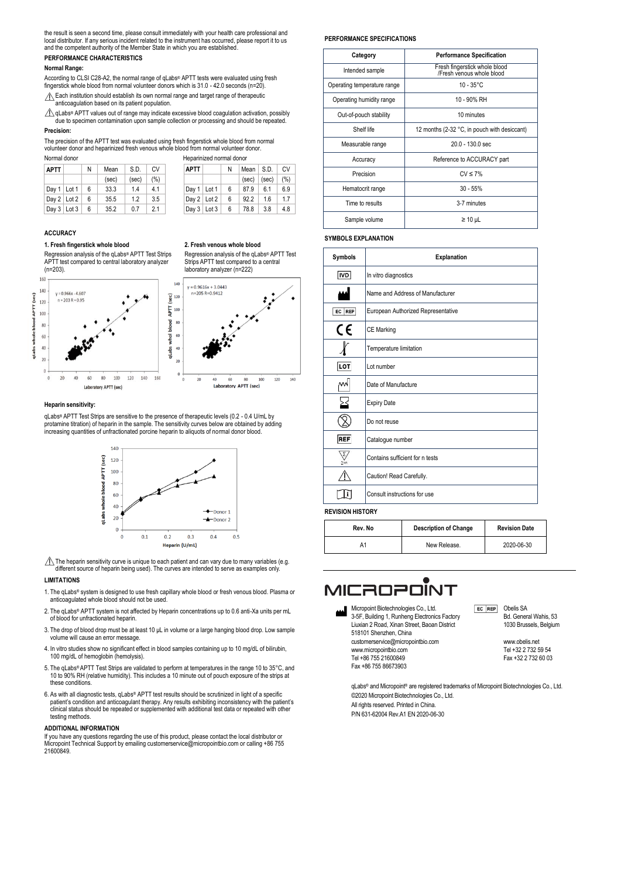the result is seen a second time, please consult immediately with your health care professional and local distributor. If any serious incident related to the instrument has occurred, please report it to us and the competent authority of the Member State in which you are established.

## PERFORMANCE CHARACTERISTICS

**Normal Range:**

According to CLSI C28-A2, the normal range of qLabs® APTT tests were evaluated using fresh fingerstick whole blood from normal volunteer donors which is 31.0 - 42.0 seconds (n=20).

⚠ Each institution should establish its own normal range and target range of therapeutic anticoagulation based on its patient population.

⚠ qLabs® APTT values out of range may indicate excessive blood coagulation activation, possibly due to specimen contamination upon sample collection or processing and should be repeated.

**Precision:**

The precision of the APTT test was evaluated using fresh fingerstick whole blood from normal volunteer donor and heparinized fresh venous whole blood from normal volunteer donor.

Normal donor

| APTT | | N | Mean | S.D. | CV |
|---|---|---|---|---|---|
| | | | (sec) | (sec) | (%) |
| Day 1 | Lot 1 | 6 | 33.3 | 1.4 | 4.1 |
| Day 2 | Lot 2 | 6 | 35.5 | 1.2 | 3.5 |
| Day 3 | Lot 3 | 6 | 35.2 | 0.7 | 2.1 |

Heparinized normal donor

| APTT | | N | Mean | S.D. | CV |
|---|---|---|---|---|---|
| | | | (sec) | (sec) | (%) |
| Day 1 | Lot 1 | 6 | 87.9 | 6.1 | 6.9 |
| Day 2 | Lot 2 | 6 | 92.2 | 1.6 | 1.7 |
| Day 3 | Lot 3 | 6 | 78.8 | 3.8 | 4.8 |

## ACCURACY

**1. Fresh fingerstick whole blood**

Regression analysis of the qLabs® APTT Test Strips APTT test compared to central laboratory analyzer (n=203).

y = 0.966x - 4.607
n = 203 R = 0.95
qLabs whole blood APTT (sec)
Laboratory APTT (sec)

**2. Fresh venous whole blood**

Regression analysis of the qLabs® APTT Test Strips APTT test compared to a central laboratory analyzer (n=222)

y = 0.9616x + 3.0443
n=205 R=0.9412
qLabs whol blood APTT (sec)
Laboratory APTT (sec)

**Heparin sensitivity:**

qLabs® APTT Test Strips are sensitive to the presence of therapeutic levels (0.2 - 0.4 U/mL by protamine titration) of heparin in the sample. The sensitivity curves below are obtained by adding increasing quantities of unfractionated porcine heparin to aliquots of normal donor blood.

qLabs whole blood APTT (sec)
Heparin (U/mL)
Donor 1
Donor 2

⚠ The heparin sensitivity curve is unique to each patient and can vary due to many variables (e.g. different source of heparin being used). The curves are intended to serve as examples only.

## LIMITATIONS

1. The qLabs® system is designed to use fresh capillary whole blood or fresh venous blood. Plasma or anticoagulated whole blood should not be used.
2. The qLabs® APTT system is not affected by Heparin concentrations up to 0.6 anti-Xa units per mL of blood for unfractionated heparin.
3. The drop of blood drop must be at least 10 µL in volume or a large hanging blood drop. Low sample volume will cause an error message.
4. In vitro studies show no significant effect in blood samples containing up to 10 mg/dL of bilirubin, 100 mg/dL of hemoglobin (hemolysis).
5. The qLabs® APTT Test Strips are validated to perform at temperatures in the range 10 to 35°C, and 10 to 90% RH (relative humidity). This includes a 10 minute out of pouch exposure of the strips at these conditions.
6. As with all diagnostic tests, qLabs® APTT test results should be scrutinized in light of a specific patient's condition and anticoagulant therapy. Any results exhibiting inconsistency with the patient's clinical status should be repeated or supplemented with additional test data or repeated with other testing methods.

## ADDITIONAL INFORMATION

If you have any questions regarding the use of this product, please contact the local distributor or Micropoint Technical Support by emailing customerservice@micropointbio.com or calling +86 755 21600849.

## PERFORMANCE SPECIFICATIONS

| Category | Performance Specification |
|---|---|
| Intended sample | Fresh fingerstick whole blood /Fresh venous whole blood |
| Operating temperature range | 10 - 35°C |
| Operating humidity range | 10 - 90% RH |
| Out-of-pouch stability | 10 minutes |
| Shelf life | 12 months (2-32 °C, in pouch with desiccant) |
| Measurable range | 20.0 - 130.0 sec |
| Accuracy | Reference to ACCURACY part |
| Precision | CV ≤ 7% |
| Hematocrit range | 30 - 55% |
| Time to results | 3-7 minutes |
| Sample volume | ≥ 10 µL |

## SYMBOLS EXPLANATION

| Symbols | Explanation |
|---|---|
| IVD | In vitro diagnostics |
| | Name and Address of Manufacturer |
| EC REP | European Authorized Representative |
| CE | CE Marking |
| | Temperature limitation |
| LOT | Lot number |
| | Date of Manufacture |
| | Expiry Date |
| | Do not reuse |
| REF | Catalogue number |
| | Contains sufficient for n tests |
| ⚠ | Caution! Read Carefully. |
| | Consult instructions for use |

## REVISION HISTORY

| Rev. No | Description of Change | Revision Date |
|---|---|---|
| A1 | New Release. | 2020-06-30 |

MICROPOINT

Micropoint Biotechnologies Co., Ltd.
3-5F, Building 1, Runheng Electronics Factory
Liuxian 2 Road, Xinan Street, Baoan District
518101 Shenzhen, China
customerservice@micropointbio.com
www.micropointbio.com
Tel +86 755 21600849
Fax +86 755 86673903

EC REP Obelis SA
Bd. General Wahis, 53
1030 Brussels, Belgium
www.obelis.net
Tel +32 2 732 59 54
Fax +32 2 732 60 03

qLabs® and Micropoint® are registered trademarks of Micropoint Biotechnologies Co., Ltd.
©2020 Micropoint Biotechnologies Co., Ltd.
All rights reserved. Printed in China.
P/N 631-62004 Rev.A1 EN 2020-06-30